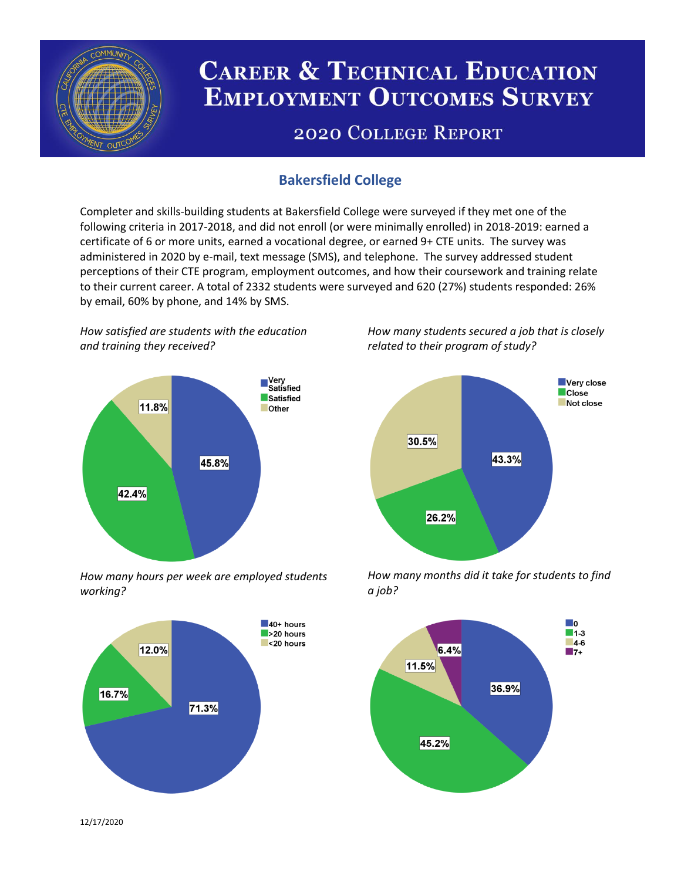# Career & Technical Education Employment Outcomes Survey

## 2020 College Report

### Bakersfield College

Completer and skills-building students at Bakersfield College were surveyed if they met one of the following criteria in 2017-2018, and did not enroll (or were minimally enrolled) in 2018-2019: earned a certificate of 6 or more units, earned a vocational degree, or earned 9+ CTE units. The survey was administered in 2020 by e-mail, text message (SMS), and telephone. The survey addressed student perceptions of their CTE program, employment outcomes, and how their coursework and training relate to their current career. A total of 2332 students were surveyed and 620 (27%) students responded: 26% by email, 60% by phone, and 14% by SMS.

*How satisfied are students with the education and training they received?*

| Response | Percent |
| --- | --- |
| Very Satisfied | 45.8% |
| Satisfied | 42.4% |
| Other | 11.8% |

*How many students secured a job that is closely related to their program of study?*

| Response | Percent |
| --- | --- |
| Very close | 43.3% |
| Close | 26.2% |
| Not close | 30.5% |

*How many hours per week are employed students working?*

| Response | Percent |
| --- | --- |
| 40+ hours | 71.3% |
| >20 hours | 16.7% |
| <20 hours | 12.0% |

*How many months did it take for students to find a job?*

| Response | Percent |
| --- | --- |
| 0 | 36.9% |
| 1-3 | 45.2% |
| 4-6 | 11.5% |
| 7+ | 6.4% |

12/17/2020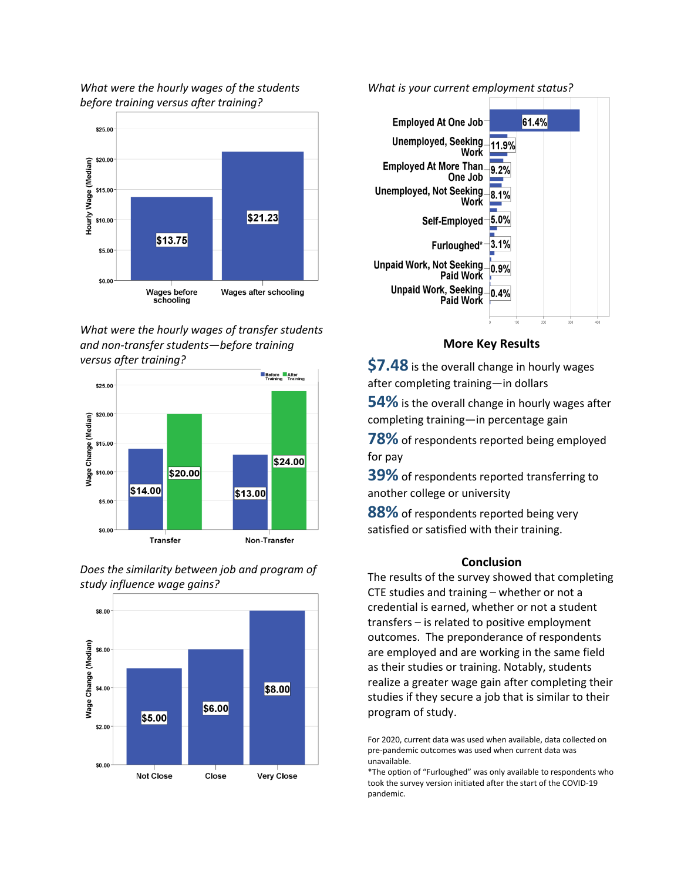*What were the hourly wages of the students before training versus after training?*

Hourly Wage (Median)

$25.00
$20.00
$15.00
$10.00
$5.00
$0.00

$13.75
$21.23

Wages before schooling
Wages after schooling

*What were the hourly wages of transfer students and non-transfer students—before training versus after training?*

Before Training
After Training

Wage Change (Median)

$25.00
$20.00
$15.00
$10.00
$5.00
$0.00

$14.00
$20.00
$13.00
$24.00

Transfer
Non-Transfer

*Does the similarity between job and program of study influence wage gains?*

Wage Change (Median)

$8.00
$6.00
$4.00
$2.00
$0.00

$5.00
$6.00
$8.00

Not Close
Close
Very Close

*What is your current employment status?*

Employed At One Job 61.4%
Unemployed, Seeking Work 11.9%
Employed At More Than One Job 9.2%
Unemployed, Not Seeking Work 8.1%
Self-Employed 5.0%
Furloughed* 3.1%
Unpaid Work, Not Seeking Paid Work 0.9%
Unpaid Work, Seeking Paid Work 0.4%

0
100
200
300
400

## More Key Results

**$7.48** is the overall change in hourly wages after completing training—in dollars

**54%** is the overall change in hourly wages after completing training—in percentage gain

**78%** of respondents reported being employed for pay

**39%** of respondents reported transferring to another college or university

**88%** of respondents reported being very satisfied or satisfied with their training.

## Conclusion

The results of the survey showed that completing CTE studies and training – whether or not a credential is earned, whether or not a student transfers – is related to positive employment outcomes. The preponderance of respondents are employed and are working in the same field as their studies or training. Notably, students realize a greater wage gain after completing their studies if they secure a job that is similar to their program of study.

For 2020, current data was used when available, data collected on pre-pandemic outcomes was used when current data was unavailable.
*The option of "Furloughed" was only available to respondents who took the survey version initiated after the start of the COVID-19 pandemic.